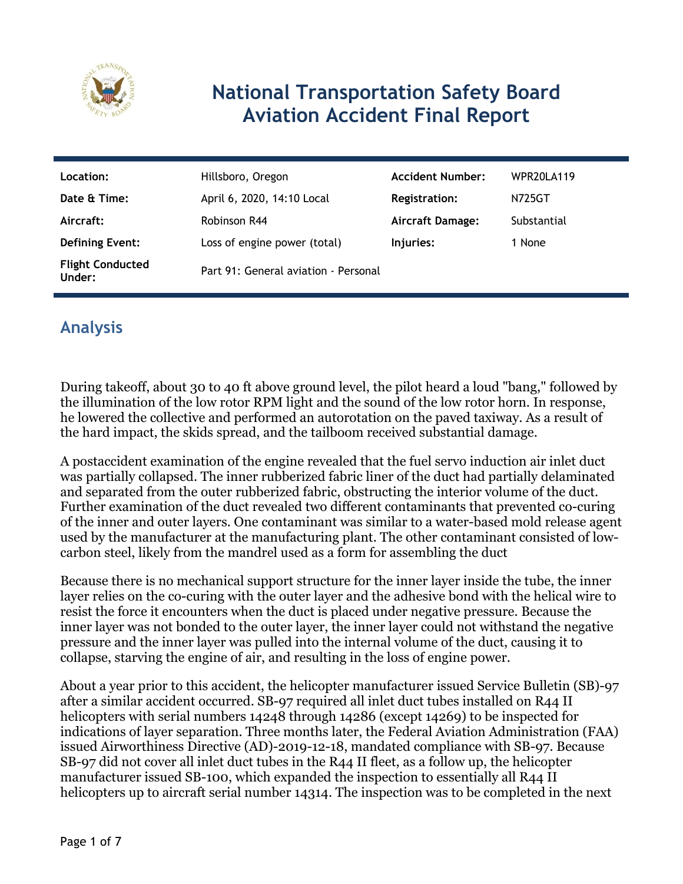# National Transportation Safety Board Aviation Accident Final Report

| Location: | Hillsboro, Oregon | Accident Number: | WPR20LA119 |
|---|---|---|---|
| Date & Time: | April 6, 2020, 14:10 Local | Registration: | N725GT |
| Aircraft: | Robinson R44 | Aircraft Damage: | Substantial |
| Defining Event: | Loss of engine power (total) | Injuries: | 1 None |
| Flight Conducted Under: | Part 91: General aviation - Personal | | |

## Analysis

During takeoff, about 30 to 40 ft above ground level, the pilot heard a loud "bang," followed by the illumination of the low rotor RPM light and the sound of the low rotor horn. In response, he lowered the collective and performed an autorotation on the paved taxiway. As a result of the hard impact, the skids spread, and the tailboom received substantial damage.

A postaccident examination of the engine revealed that the fuel servo induction air inlet duct was partially collapsed. The inner rubberized fabric liner of the duct had partially delaminated and separated from the outer rubberized fabric, obstructing the interior volume of the duct. Further examination of the duct revealed two different contaminants that prevented co-curing of the inner and outer layers. One contaminant was similar to a water-based mold release agent used by the manufacturer at the manufacturing plant. The other contaminant consisted of low-carbon steel, likely from the mandrel used as a form for assembling the duct

Because there is no mechanical support structure for the inner layer inside the tube, the inner layer relies on the co-curing with the outer layer and the adhesive bond with the helical wire to resist the force it encounters when the duct is placed under negative pressure. Because the inner layer was not bonded to the outer layer, the inner layer could not withstand the negative pressure and the inner layer was pulled into the internal volume of the duct, causing it to collapse, starving the engine of air, and resulting in the loss of engine power.

About a year prior to this accident, the helicopter manufacturer issued Service Bulletin (SB)-97 after a similar accident occurred. SB-97 required all inlet duct tubes installed on R44 II helicopters with serial numbers 14248 through 14286 (except 14269) to be inspected for indications of layer separation. Three months later, the Federal Aviation Administration (FAA) issued Airworthiness Directive (AD)-2019-12-18, mandated compliance with SB-97. Because SB-97 did not cover all inlet duct tubes in the R44 II fleet, as a follow up, the helicopter manufacturer issued SB-100, which expanded the inspection to essentially all R44 II helicopters up to aircraft serial number 14314. The inspection was to be completed in the next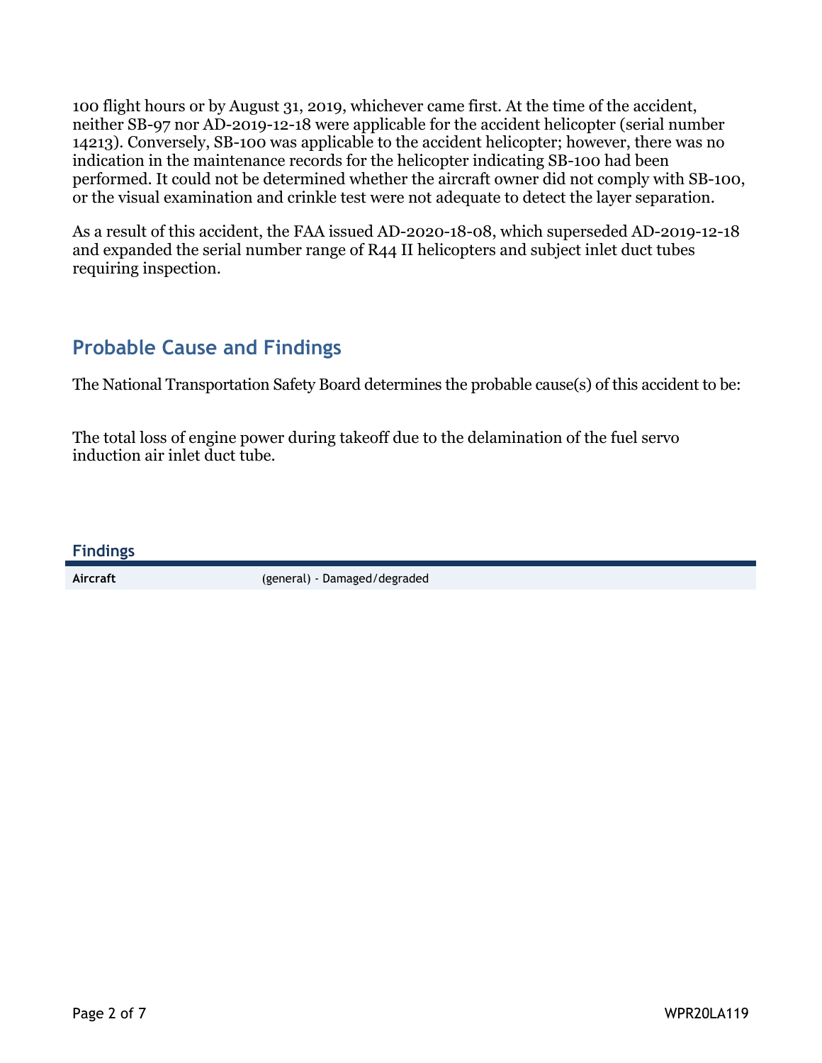100 flight hours or by August 31, 2019, whichever came first. At the time of the accident, neither SB-97 nor AD-2019-12-18 were applicable for the accident helicopter (serial number 14213). Conversely, SB-100 was applicable to the accident helicopter; however, there was no indication in the maintenance records for the helicopter indicating SB-100 had been performed. It could not be determined whether the aircraft owner did not comply with SB-100, or the visual examination and crinkle test were not adequate to detect the layer separation.

As a result of this accident, the FAA issued AD-2020-18-08, which superseded AD-2019-12-18 and expanded the serial number range of R44 II helicopters and subject inlet duct tubes requiring inspection.

## Probable Cause and Findings

The National Transportation Safety Board determines the probable cause(s) of this accident to be:

The total loss of engine power during takeoff due to the delamination of the fuel servo induction air inlet duct tube.

### Findings

| | |
|---|---|
| **Aircraft** | (general) - Damaged/degraded |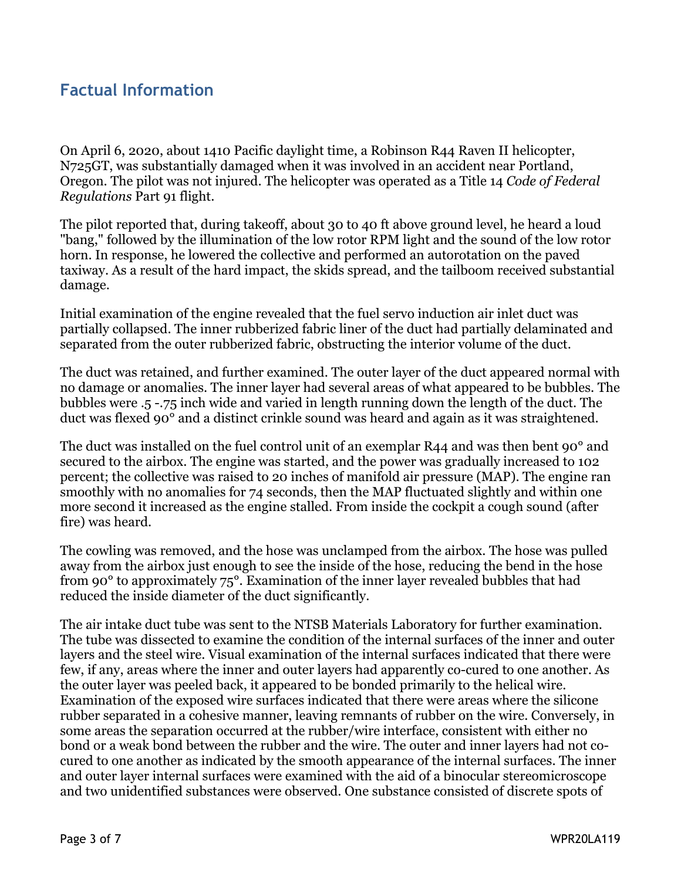## Factual Information

On April 6, 2020, about 1410 Pacific daylight time, a Robinson R44 Raven II helicopter, N725GT, was substantially damaged when it was involved in an accident near Portland, Oregon. The pilot was not injured. The helicopter was operated as a Title 14 *Code of Federal Regulations* Part 91 flight.

The pilot reported that, during takeoff, about 30 to 40 ft above ground level, he heard a loud "bang," followed by the illumination of the low rotor RPM light and the sound of the low rotor horn. In response, he lowered the collective and performed an autorotation on the paved taxiway. As a result of the hard impact, the skids spread, and the tailboom received substantial damage.

Initial examination of the engine revealed that the fuel servo induction air inlet duct was partially collapsed. The inner rubberized fabric liner of the duct had partially delaminated and separated from the outer rubberized fabric, obstructing the interior volume of the duct.

The duct was retained, and further examined. The outer layer of the duct appeared normal with no damage or anomalies. The inner layer had several areas of what appeared to be bubbles. The bubbles were .5 -.75 inch wide and varied in length running down the length of the duct. The duct was flexed 90° and a distinct crinkle sound was heard and again as it was straightened.

The duct was installed on the fuel control unit of an exemplar R44 and was then bent 90° and secured to the airbox. The engine was started, and the power was gradually increased to 102 percent; the collective was raised to 20 inches of manifold air pressure (MAP). The engine ran smoothly with no anomalies for 74 seconds, then the MAP fluctuated slightly and within one more second it increased as the engine stalled. From inside the cockpit a cough sound (after fire) was heard.

The cowling was removed, and the hose was unclamped from the airbox. The hose was pulled away from the airbox just enough to see the inside of the hose, reducing the bend in the hose from 90° to approximately 75°. Examination of the inner layer revealed bubbles that had reduced the inside diameter of the duct significantly.

The air intake duct tube was sent to the NTSB Materials Laboratory for further examination. The tube was dissected to examine the condition of the internal surfaces of the inner and outer layers and the steel wire. Visual examination of the internal surfaces indicated that there were few, if any, areas where the inner and outer layers had apparently co-cured to one another. As the outer layer was peeled back, it appeared to be bonded primarily to the helical wire. Examination of the exposed wire surfaces indicated that there were areas where the silicone rubber separated in a cohesive manner, leaving remnants of rubber on the wire. Conversely, in some areas the separation occurred at the rubber/wire interface, consistent with either no bond or a weak bond between the rubber and the wire. The outer and inner layers had not co-cured to one another as indicated by the smooth appearance of the internal surfaces. The inner and outer layer internal surfaces were examined with the aid of a binocular stereomicroscope and two unidentified substances were observed. One substance consisted of discrete spots of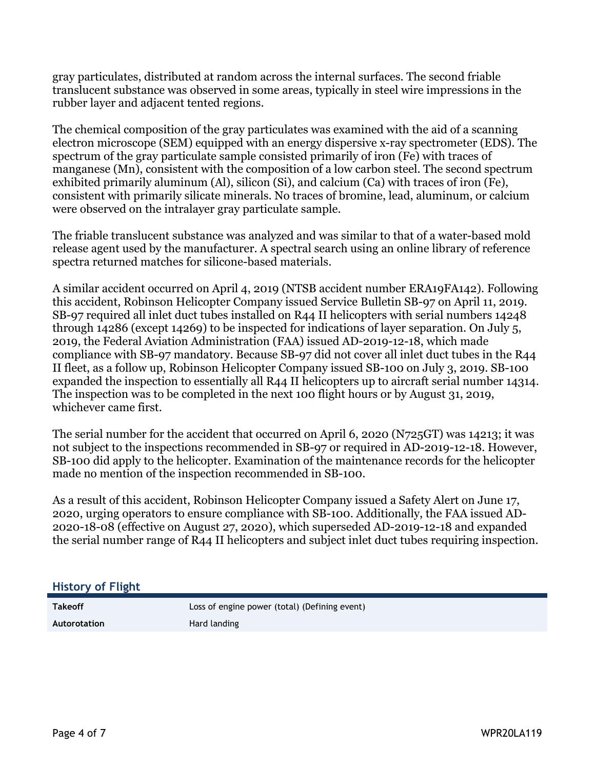gray particulates, distributed at random across the internal surfaces. The second friable translucent substance was observed in some areas, typically in steel wire impressions in the rubber layer and adjacent tented regions.

The chemical composition of the gray particulates was examined with the aid of a scanning electron microscope (SEM) equipped with an energy dispersive x-ray spectrometer (EDS). The spectrum of the gray particulate sample consisted primarily of iron (Fe) with traces of manganese (Mn), consistent with the composition of a low carbon steel. The second spectrum exhibited primarily aluminum (Al), silicon (Si), and calcium (Ca) with traces of iron (Fe), consistent with primarily silicate minerals. No traces of bromine, lead, aluminum, or calcium were observed on the intralayer gray particulate sample.

The friable translucent substance was analyzed and was similar to that of a water-based mold release agent used by the manufacturer. A spectral search using an online library of reference spectra returned matches for silicone-based materials.

A similar accident occurred on April 4, 2019 (NTSB accident number ERA19FA142). Following this accident, Robinson Helicopter Company issued Service Bulletin SB-97 on April 11, 2019. SB-97 required all inlet duct tubes installed on R44 II helicopters with serial numbers 14248 through 14286 (except 14269) to be inspected for indications of layer separation. On July 5, 2019, the Federal Aviation Administration (FAA) issued AD-2019-12-18, which made compliance with SB-97 mandatory. Because SB-97 did not cover all inlet duct tubes in the R44 II fleet, as a follow up, Robinson Helicopter Company issued SB-100 on July 3, 2019. SB-100 expanded the inspection to essentially all R44 II helicopters up to aircraft serial number 14314. The inspection was to be completed in the next 100 flight hours or by August 31, 2019, whichever came first.

The serial number for the accident that occurred on April 6, 2020 (N725GT) was 14213; it was not subject to the inspections recommended in SB-97 or required in AD-2019-12-18. However, SB-100 did apply to the helicopter. Examination of the maintenance records for the helicopter made no mention of the inspection recommended in SB-100.

As a result of this accident, Robinson Helicopter Company issued a Safety Alert on June 17, 2020, urging operators to ensure compliance with SB-100. Additionally, the FAA issued AD-2020-18-08 (effective on August 27, 2020), which superseded AD-2019-12-18 and expanded the serial number range of R44 II helicopters and subject inlet duct tubes requiring inspection.

## History of Flight

| | |
|---|---|
| **Takeoff** | Loss of engine power (total) (Defining event) |
| **Autorotation** | Hard landing |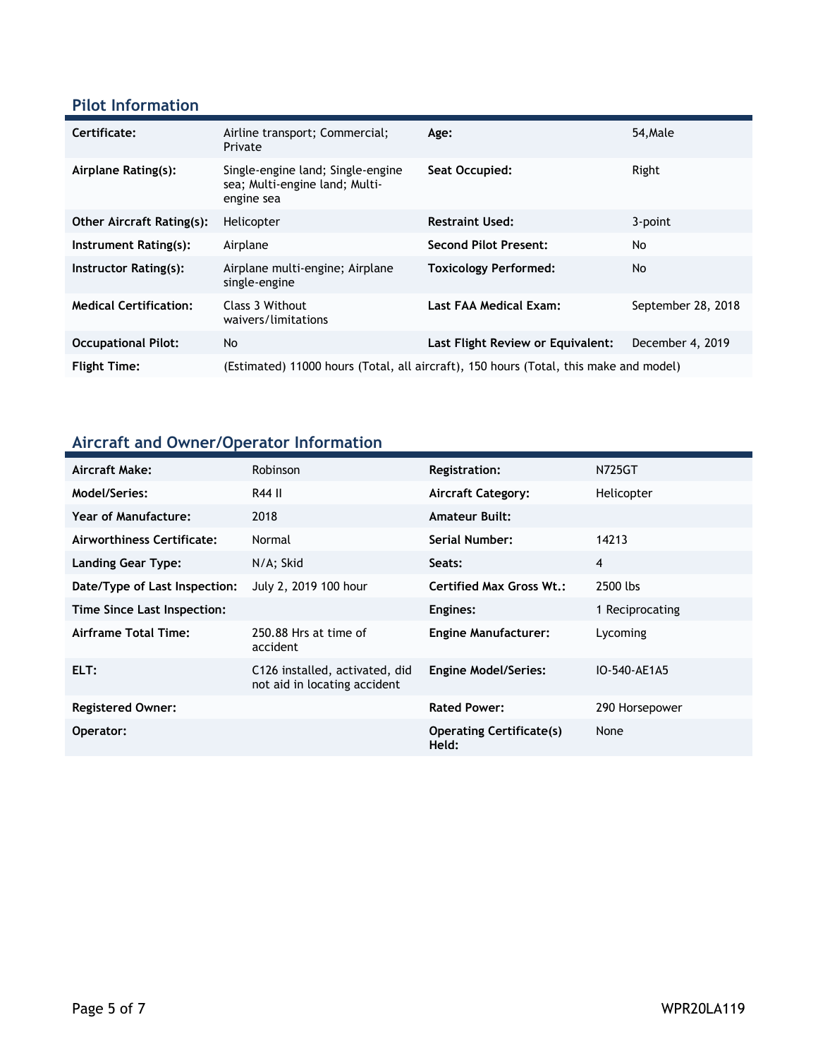## Pilot Information

| | | | |
|---|---|---|---|
| **Certificate:** | Airline transport; Commercial; Private | **Age:** | 54,Male |
| **Airplane Rating(s):** | Single-engine land; Single-engine sea; Multi-engine land; Multi-engine sea | **Seat Occupied:** | Right |
| **Other Aircraft Rating(s):** | Helicopter | **Restraint Used:** | 3-point |
| **Instrument Rating(s):** | Airplane | **Second Pilot Present:** | No |
| **Instructor Rating(s):** | Airplane multi-engine; Airplane single-engine | **Toxicology Performed:** | No |
| **Medical Certification:** | Class 3 Without waivers/limitations | **Last FAA Medical Exam:** | September 28, 2018 |
| **Occupational Pilot:** | No | **Last Flight Review or Equivalent:** | December 4, 2019 |
| **Flight Time:** | (Estimated) 11000 hours (Total, all aircraft), 150 hours (Total, this make and model) | | |

## Aircraft and Owner/Operator Information

| | | | |
|---|---|---|---|
| **Aircraft Make:** | Robinson | **Registration:** | N725GT |
| **Model/Series:** | R44 II | **Aircraft Category:** | Helicopter |
| **Year of Manufacture:** | 2018 | **Amateur Built:** | |
| **Airworthiness Certificate:** | Normal | **Serial Number:** | 14213 |
| **Landing Gear Type:** | N/A; Skid | **Seats:** | 4 |
| **Date/Type of Last Inspection:** | July 2, 2019 100 hour | **Certified Max Gross Wt.:** | 2500 lbs |
| **Time Since Last Inspection:** | | **Engines:** | 1 Reciprocating |
| **Airframe Total Time:** | 250.88 Hrs at time of accident | **Engine Manufacturer:** | Lycoming |
| **ELT:** | C126 installed, activated, did not aid in locating accident | **Engine Model/Series:** | IO-540-AE1A5 |
| **Registered Owner:** | | **Rated Power:** | 290 Horsepower |
| **Operator:** | | **Operating Certificate(s) Held:** | None |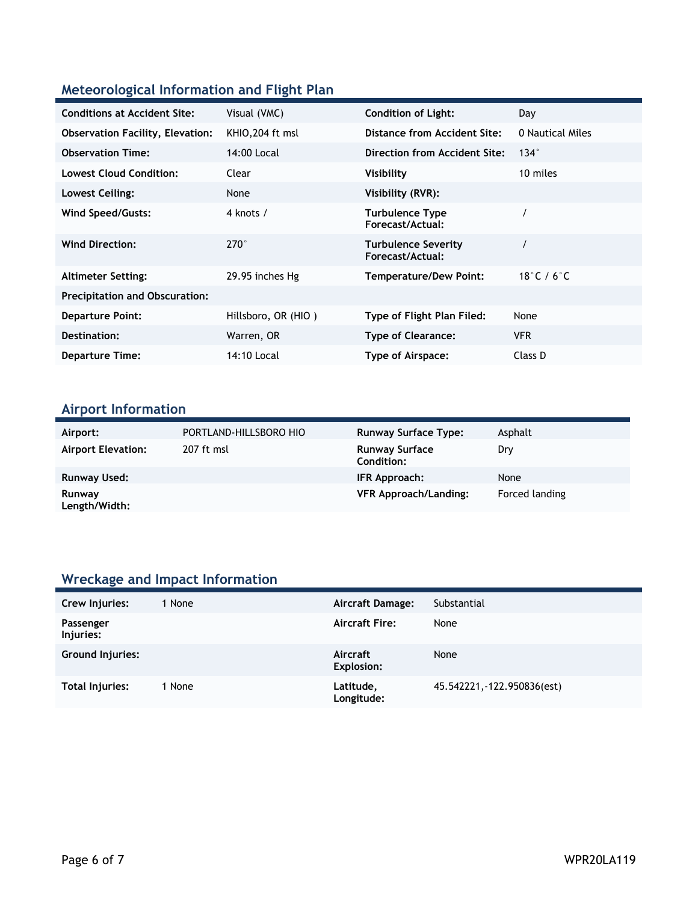## Meteorological Information and Flight Plan

| | | | |
|---|---|---|---|
| **Conditions at Accident Site:** | Visual (VMC) | **Condition of Light:** | Day |
| **Observation Facility, Elevation:** | KHIO,204 ft msl | **Distance from Accident Site:** | 0 Nautical Miles |
| **Observation Time:** | 14:00 Local | **Direction from Accident Site:** | 134° |
| **Lowest Cloud Condition:** | Clear | **Visibility** | 10 miles |
| **Lowest Ceiling:** | None | **Visibility (RVR):** | |
| **Wind Speed/Gusts:** | 4 knots / | **Turbulence Type Forecast/Actual:** | / |
| **Wind Direction:** | 270° | **Turbulence Severity Forecast/Actual:** | / |
| **Altimeter Setting:** | 29.95 inches Hg | **Temperature/Dew Point:** | 18°C / 6°C |
| **Precipitation and Obscuration:** | | | |
| **Departure Point:** | Hillsboro, OR (HIO ) | **Type of Flight Plan Filed:** | None |
| **Destination:** | Warren, OR | **Type of Clearance:** | VFR |
| **Departure Time:** | 14:10 Local | **Type of Airspace:** | Class D |

## Airport Information

| | | | |
|---|---|---|---|
| **Airport:** | PORTLAND-HILLSBORO HIO | **Runway Surface Type:** | Asphalt |
| **Airport Elevation:** | 207 ft msl | **Runway Surface Condition:** | Dry |
| **Runway Used:** | | **IFR Approach:** | None |
| **Runway Length/Width:** | | **VFR Approach/Landing:** | Forced landing |

## Wreckage and Impact Information

| | | | |
|---|---|---|---|
| **Crew Injuries:** | 1 None | **Aircraft Damage:** | Substantial |
| **Passenger Injuries:** | | **Aircraft Fire:** | None |
| **Ground Injuries:** | | **Aircraft Explosion:** | None |
| **Total Injuries:** | 1 None | **Latitude, Longitude:** | 45.542221,-122.950836(est) |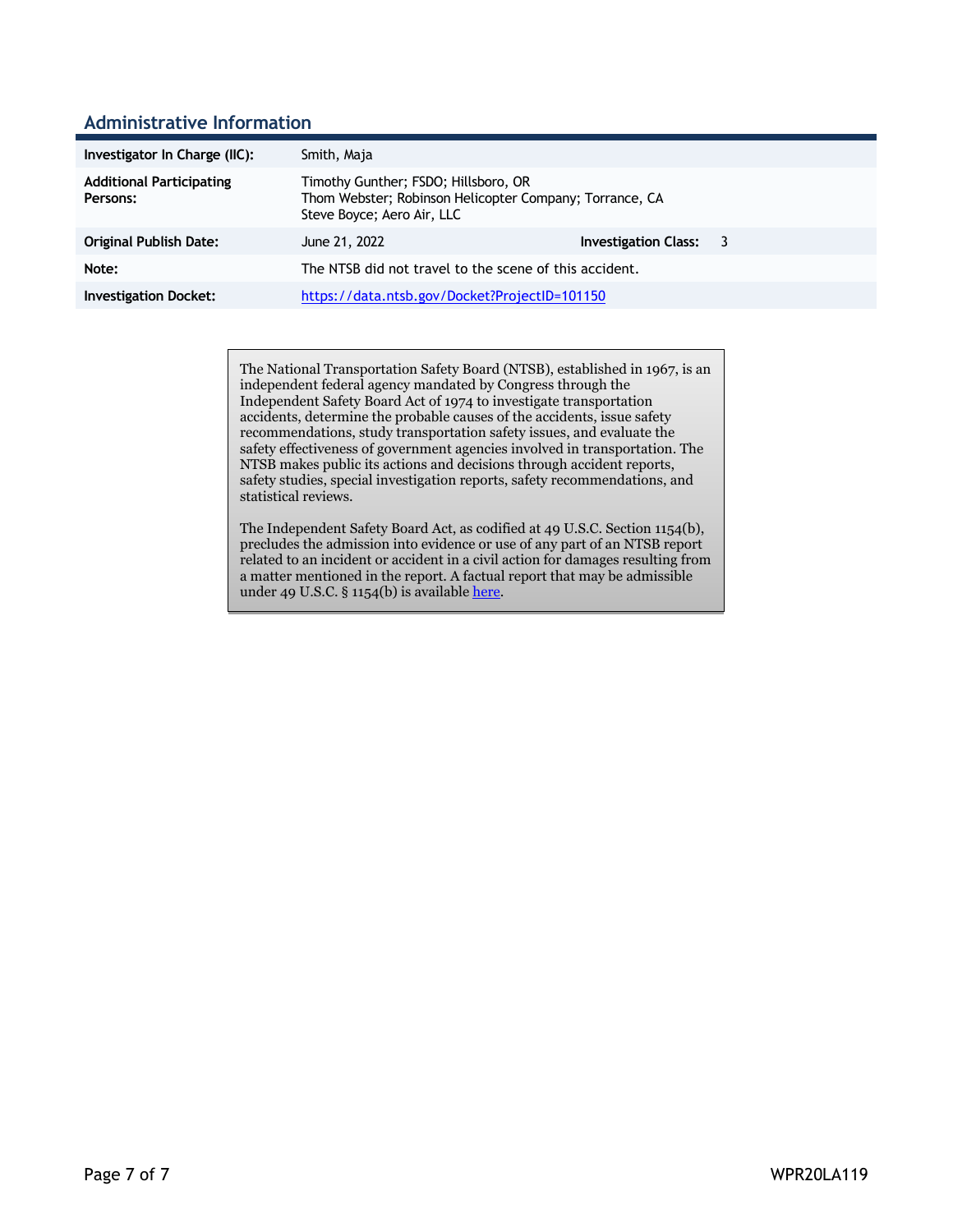## Administrative Information

| | | | |
|---|---|---|---|
| **Investigator In Charge (IIC):** | Smith, Maja | | |
| **Additional Participating Persons:** | Timothy Gunther; FSDO; Hillsboro, OR<br>Thom Webster; Robinson Helicopter Company; Torrance, CA<br>Steve Boyce; Aero Air, LLC | | |
| **Original Publish Date:** | June 21, 2022 | **Investigation Class:** | 3 |
| **Note:** | The NTSB did not travel to the scene of this accident. | | |
| **Investigation Docket:** | https://data.ntsb.gov/Docket?ProjectID=101150 | | |

The National Transportation Safety Board (NTSB), established in 1967, is an independent federal agency mandated by Congress through the Independent Safety Board Act of 1974 to investigate transportation accidents, determine the probable causes of the accidents, issue safety recommendations, study transportation safety issues, and evaluate the safety effectiveness of government agencies involved in transportation. The NTSB makes public its actions and decisions through accident reports, safety studies, special investigation reports, safety recommendations, and statistical reviews.

The Independent Safety Board Act, as codified at 49 U.S.C. Section 1154(b), precludes the admission into evidence or use of any part of an NTSB report related to an incident or accident in a civil action for damages resulting from a matter mentioned in the report. A factual report that may be admissible under 49 U.S.C. § 1154(b) is available here.